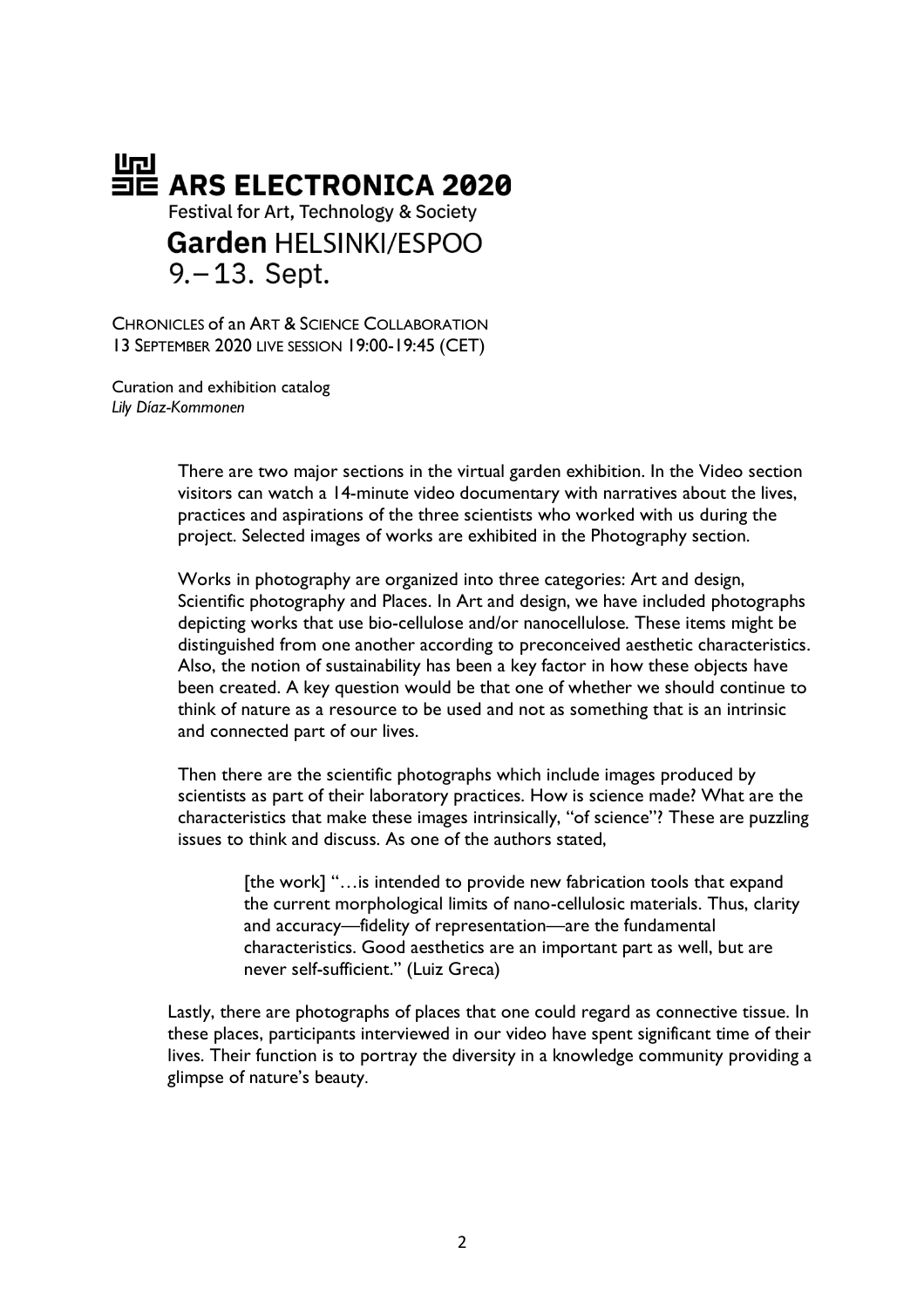# ARS ELECTRONICA 2020

Festival for Art, Technology & Society

**Garden** HELSINKI/ESPOO

9.–13. Sept.

CHRONICLES of an ART & SCIENCE COLLABORATION
13 SEPTEMBER 2020 LIVE SESSION 19:00-19:45 (CET)

Curation and exhibition catalog
*Lily Díaz-Kommonen*

There are two major sections in the virtual garden exhibition. In the Video section visitors can watch a 14-minute video documentary with narratives about the lives, practices and aspirations of the three scientists who worked with us during the project. Selected images of works are exhibited in the Photography section.

Works in photography are organized into three categories: Art and design, Scientific photography and Places. In Art and design, we have included photographs depicting works that use bio-cellulose and/or nanocellulose. These items might be distinguished from one another according to preconceived aesthetic characteristics. Also, the notion of sustainability has been a key factor in how these objects have been created. A key question would be that one of whether we should continue to think of nature as a resource to be used and not as something that is an intrinsic and connected part of our lives.

Then there are the scientific photographs which include images produced by scientists as part of their laboratory practices. How is science made? What are the characteristics that make these images intrinsically, "of science"? These are puzzling issues to think and discuss. As one of the authors stated,

> [the work] "…is intended to provide new fabrication tools that expand the current morphological limits of nano-cellulosic materials. Thus, clarity and accuracy—fidelity of representation—are the fundamental characteristics. Good aesthetics are an important part as well, but are never self-sufficient." (Luiz Greca)

Lastly, there are photographs of places that one could regard as connective tissue. In these places, participants interviewed in our video have spent significant time of their lives. Their function is to portray the diversity in a knowledge community providing a glimpse of nature's beauty.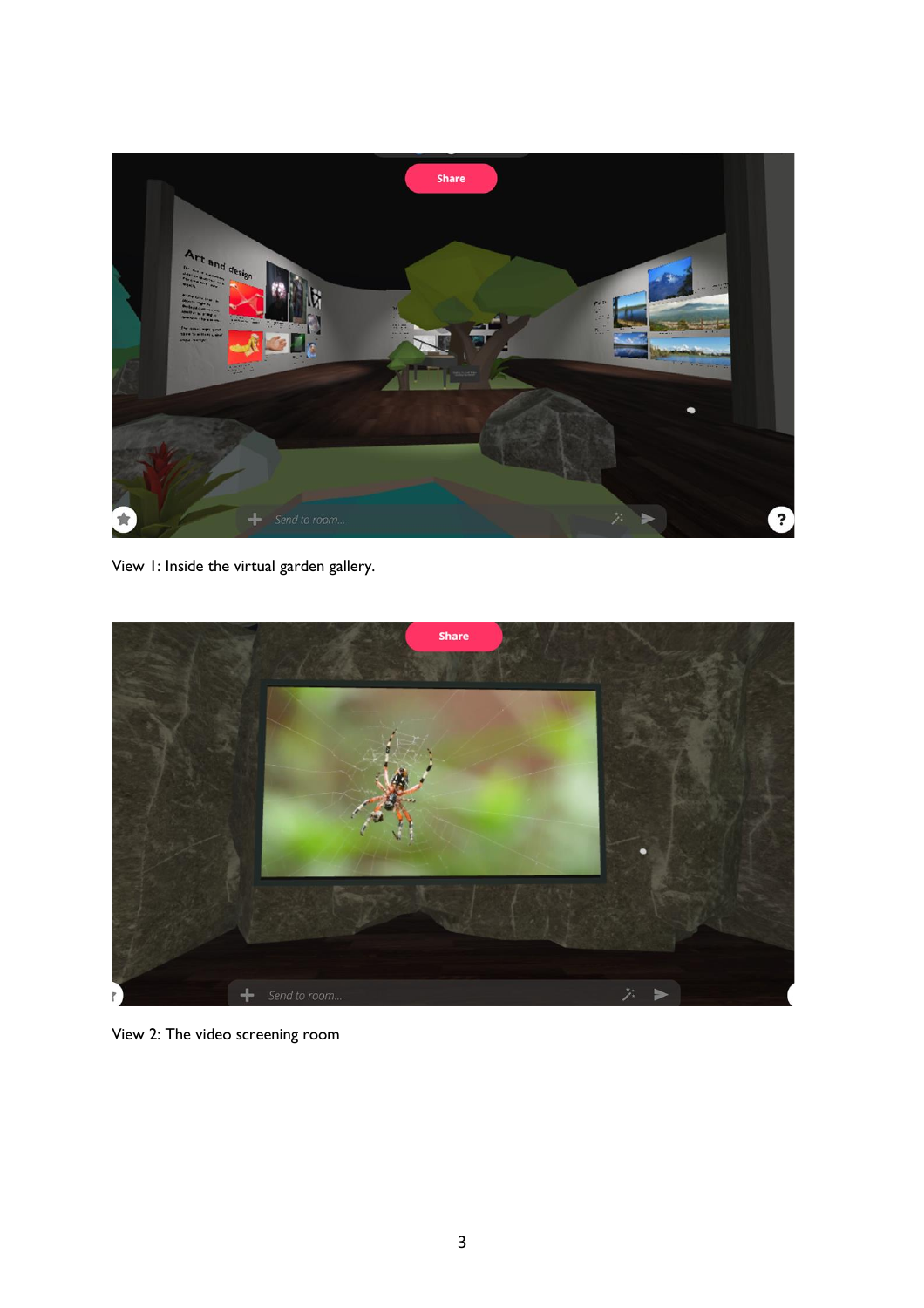View 1: Inside the virtual garden gallery.

View 2: The video screening room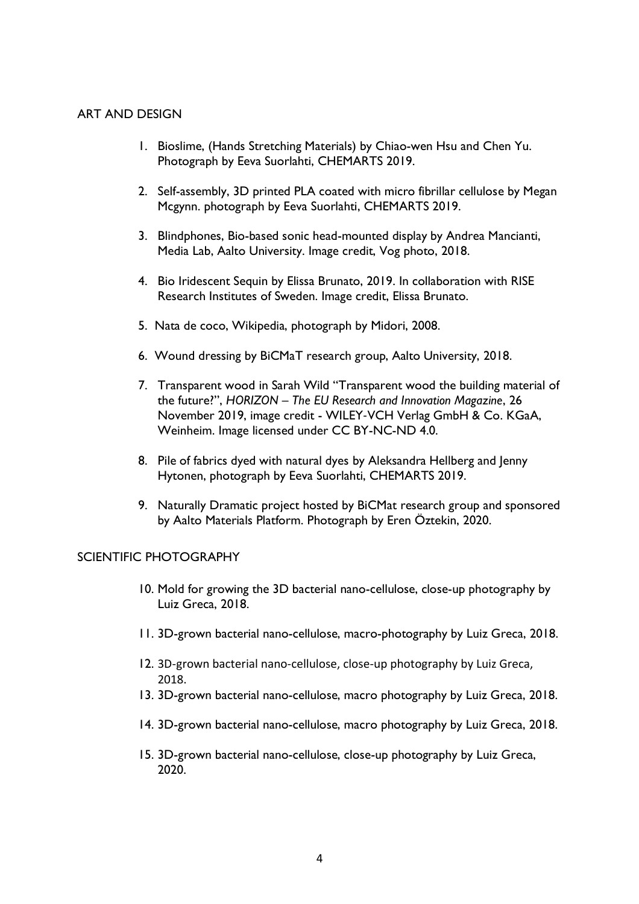## ART AND DESIGN

1. Bioslime, (Hands Stretching Materials) by Chiao-wen Hsu and Chen Yu. Photograph by Eeva Suorlahti, CHEMARTS 2019.

2. Self-assembly, 3D printed PLA coated with micro fibrillar cellulose by Megan Mcgynn. photograph by Eeva Suorlahti, CHEMARTS 2019.

3. Blindphones, Bio-based sonic head-mounted display by Andrea Mancianti, Media Lab, Aalto University. Image credit, Vog photo, 2018.

4. Bio Iridescent Sequin by Elissa Brunato, 2019. In collaboration with RISE Research Institutes of Sweden. Image credit, Elissa Brunato.

5. Nata de coco, Wikipedia, photograph by Midori, 2008.

6. Wound dressing by BiCMaT research group, Aalto University, 2018.

7. Transparent wood in Sarah Wild "Transparent wood the building material of the future?", *HORIZON – The EU Research and Innovation Magazine*, 26 November 2019, image credit - WILEY-VCH Verlag GmbH & Co. KGaA, Weinheim. Image licensed under CC BY-NC-ND 4.0.

8. Pile of fabrics dyed with natural dyes by Aleksandra Hellberg and Jenny Hytonen, photograph by Eeva Suorlahti, CHEMARTS 2019.

9. Naturally Dramatic project hosted by BiCMat research group and sponsored by Aalto Materials Platform. Photograph by Eren Öztekin, 2020.

## SCIENTIFIC PHOTOGRAPHY

10. Mold for growing the 3D bacterial nano-cellulose, close-up photography by Luiz Greca, 2018.

11. 3D-grown bacterial nano-cellulose, macro-photography by Luiz Greca, 2018.

12. 3D-grown bacterial nano-cellulose, close-up photography by Luiz Greca, 2018.

13. 3D-grown bacterial nano-cellulose, macro photography by Luiz Greca, 2018.

14. 3D-grown bacterial nano-cellulose, macro photography by Luiz Greca, 2018.

15. 3D-grown bacterial nano-cellulose, close-up photography by Luiz Greca, 2020.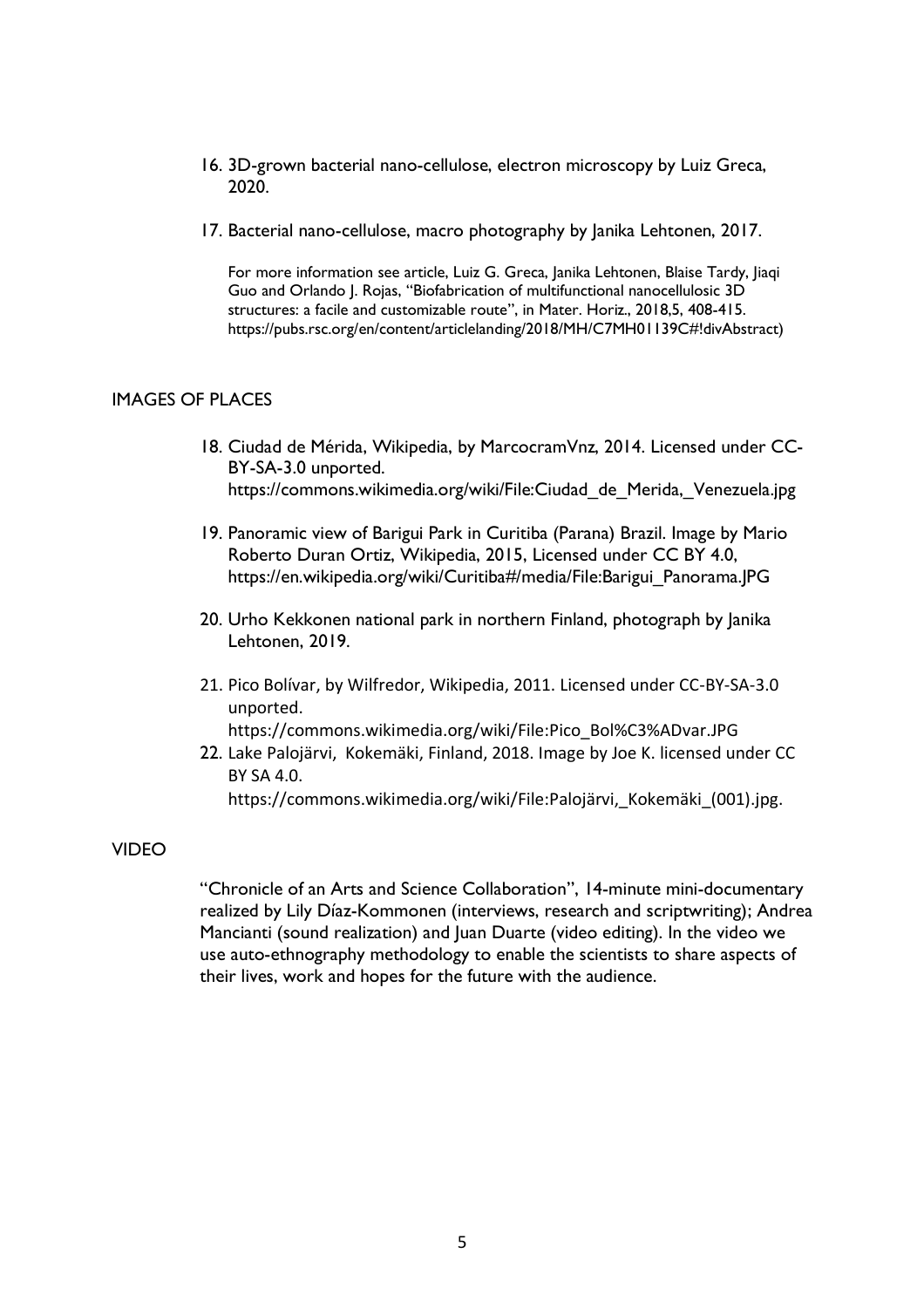16. 3D-grown bacterial nano-cellulose, electron microscopy by Luiz Greca, 2020.

17. Bacterial nano-cellulose, macro photography by Janika Lehtonen, 2017.

    For more information see article, Luiz G. Greca, Janika Lehtonen, Blaise Tardy, Jiaqi Guo and Orlando J. Rojas, "Biofabrication of multifunctional nanocellulosic 3D structures: a facile and customizable route", in Mater. Horiz., 2018,5, 408-415. https://pubs.rsc.org/en/content/articlelanding/2018/MH/C7MH01139C#!divAbstract)

## IMAGES OF PLACES

18. Ciudad de Mérida, Wikipedia, by MarcocramVnz, 2014. Licensed under CC-BY-SA-3.0 unported. https://commons.wikimedia.org/wiki/File:Ciudad_de_Merida,_Venezuela.jpg

19. Panoramic view of Barigui Park in Curitiba (Parana) Brazil. Image by Mario Roberto Duran Ortiz, Wikipedia, 2015, Licensed under CC BY 4.0, https://en.wikipedia.org/wiki/Curitiba#/media/File:Barigui_Panorama.JPG

20. Urho Kekkonen national park in northern Finland, photograph by Janika Lehtonen, 2019.

21. Pico Bolívar, by Wilfredor, Wikipedia, 2011. Licensed under CC-BY-SA-3.0 unported. https://commons.wikimedia.org/wiki/File:Pico_Bol%C3%ADvar.JPG

22. Lake Palojärvi, Kokemäki, Finland, 2018. Image by Joe K. licensed under CC BY SA 4.0. https://commons.wikimedia.org/wiki/File:Palojärvi,_Kokemäki_(001).jpg.

## VIDEO

"Chronicle of an Arts and Science Collaboration", 14-minute mini-documentary realized by Lily Díaz-Kommonen (interviews, research and scriptwriting); Andrea Mancianti (sound realization) and Juan Duarte (video editing). In the video we use auto-ethnography methodology to enable the scientists to share aspects of their lives, work and hopes for the future with the audience.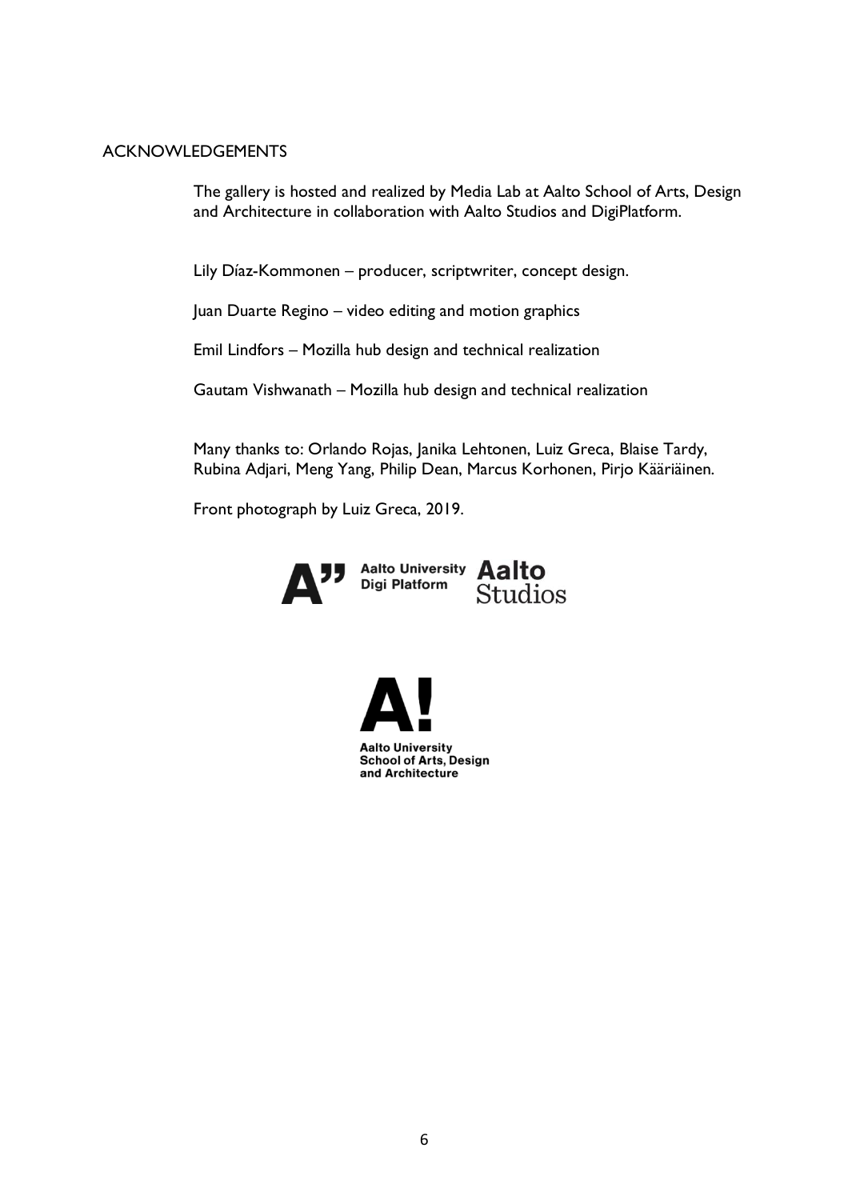## ACKNOWLEDGEMENTS

The gallery is hosted and realized by Media Lab at Aalto School of Arts, Design and Architecture in collaboration with Aalto Studios and DigiPlatform.

Lily Díaz-Kommonen – producer, scriptwriter, concept design.

Juan Duarte Regino – video editing and motion graphics

Emil Lindfors – Mozilla hub design and technical realization

Gautam Vishwanath – Mozilla hub design and technical realization

Many thanks to: Orlando Rojas, Janika Lehtonen, Luiz Greca, Blaise Tardy, Rubina Adjari, Meng Yang, Philip Dean, Marcus Korhonen, Pirjo Kääriäinen.

Front photograph by Luiz Greca, 2019.

A" Aalto University Digi Platform

Aalto Studios

A! Aalto University School of Arts, Design and Architecture